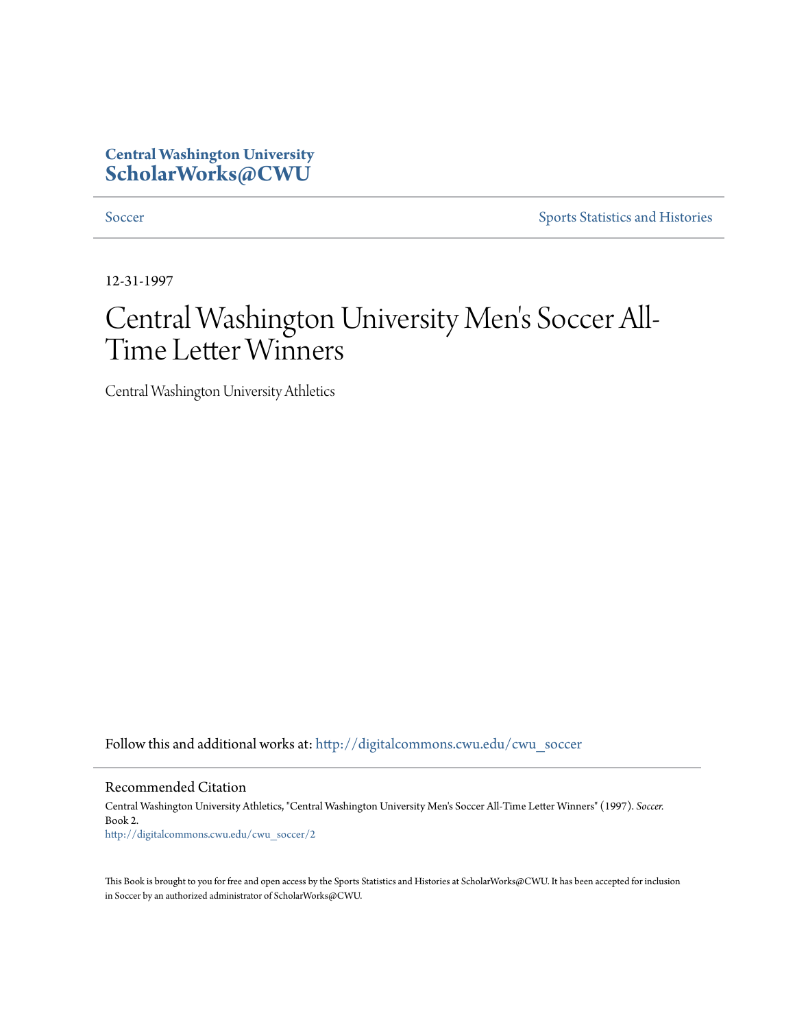Central Washington University
**ScholarWorks@CWU**

Soccer | Sports Statistics and Histories

12-31-1997

# Central Washington University Men's Soccer All-Time Letter Winners

Central Washington University Athletics

Follow this and additional works at: http://digitalcommons.cwu.edu/cwu_soccer

## Recommended Citation

Central Washington University Athletics, "Central Washington University Men's Soccer All-Time Letter Winners" (1997). *Soccer.* Book 2.
http://digitalcommons.cwu.edu/cwu_soccer/2

This Book is brought to you for free and open access by the Sports Statistics and Histories at ScholarWorks@CWU. It has been accepted for inclusion in Soccer by an authorized administrator of ScholarWorks@CWU.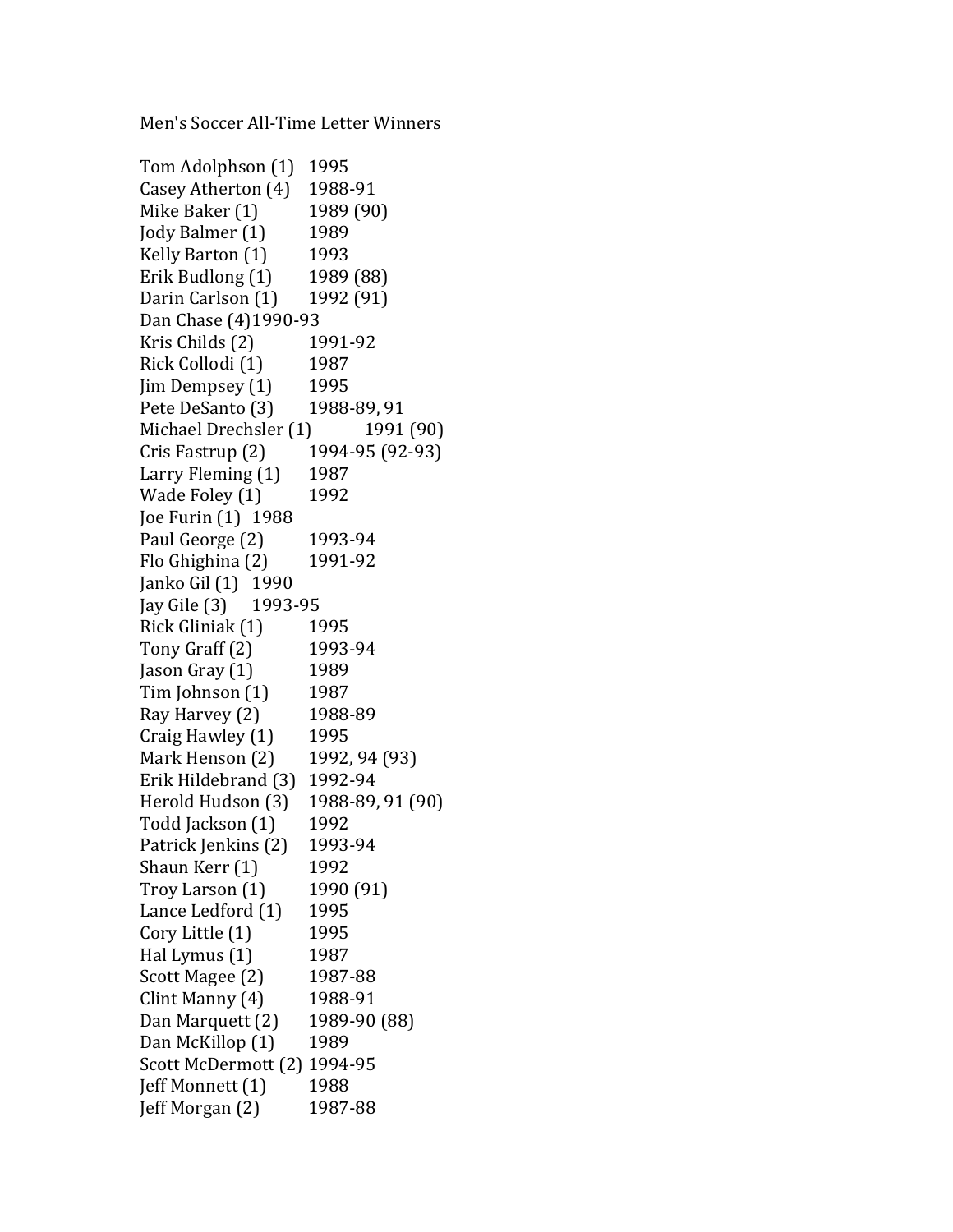Men's Soccer All-Time Letter Winners

Tom Adolphson (1) 1995
Casey Atherton (4) 1988-91
Mike Baker (1) 1989 (90)
Jody Balmer (1) 1989
Kelly Barton (1) 1993
Erik Budlong (1) 1989 (88)
Darin Carlson (1) 1992 (91)
Dan Chase (4)1990-93
Kris Childs (2) 1991-92
Rick Collodi (1) 1987
Jim Dempsey (1) 1995
Pete DeSanto (3) 1988-89, 91
Michael Drechsler (1) 1991 (90)
Cris Fastrup (2) 1994-95 (92-93)
Larry Fleming (1) 1987
Wade Foley (1) 1992
Joe Furin (1) 1988
Paul George (2) 1993-94
Flo Ghighina (2) 1991-92
Janko Gil (1) 1990
Jay Gile (3) 1993-95
Rick Gliniak (1) 1995
Tony Graff (2) 1993-94
Jason Gray (1) 1989
Tim Johnson (1) 1987
Ray Harvey (2) 1988-89
Craig Hawley (1) 1995
Mark Henson (2) 1992, 94 (93)
Erik Hildebrand (3) 1992-94
Herold Hudson (3) 1988-89, 91 (90)
Todd Jackson (1) 1992
Patrick Jenkins (2) 1993-94
Shaun Kerr (1) 1992
Troy Larson (1) 1990 (91)
Lance Ledford (1) 1995
Cory Little (1) 1995
Hal Lymus (1) 1987
Scott Magee (2) 1987-88
Clint Manny (4) 1988-91
Dan Marquett (2) 1989-90 (88)
Dan McKillop (1) 1989
Scott McDermott (2) 1994-95
Jeff Monnett (1) 1988
Jeff Morgan (2) 1987-88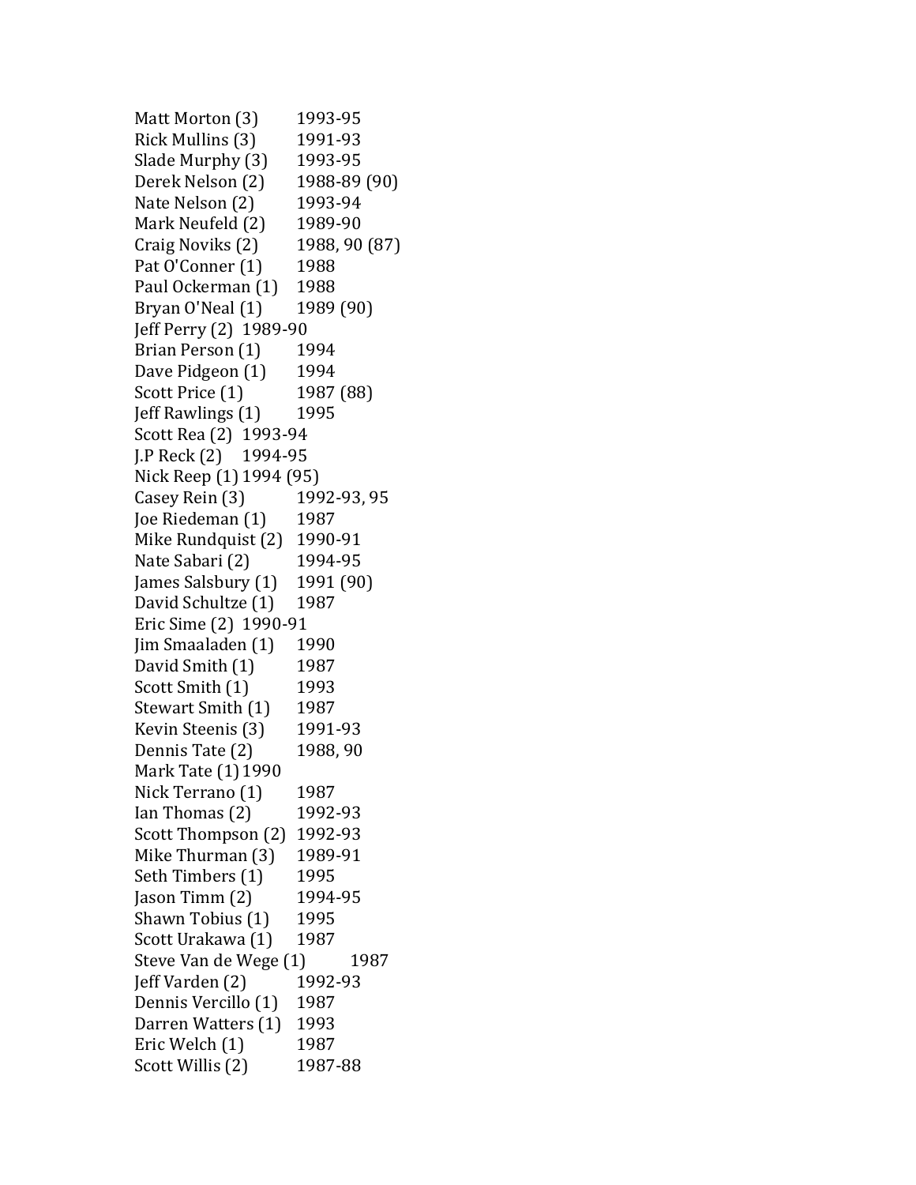Matt Morton (3) 1993-95
Rick Mullins (3) 1991-93
Slade Murphy (3) 1993-95
Derek Nelson (2) 1988-89 (90)
Nate Nelson (2) 1993-94
Mark Neufeld (2) 1989-90
Craig Noviks (2) 1988, 90 (87)
Pat O'Conner (1) 1988
Paul Ockerman (1) 1988
Bryan O'Neal (1) 1989 (90)
Jeff Perry (2) 1989-90
Brian Person (1) 1994
Dave Pidgeon (1) 1994
Scott Price (1) 1987 (88)
Jeff Rawlings (1) 1995
Scott Rea (2) 1993-94
J.P Reck (2) 1994-95
Nick Reep (1) 1994 (95)
Casey Rein (3) 1992-93, 95
Joe Riedeman (1) 1987
Mike Rundquist (2) 1990-91
Nate Sabari (2) 1994-95
James Salsbury (1) 1991 (90)
David Schultze (1) 1987
Eric Sime (2) 1990-91
Jim Smaaladen (1) 1990
David Smith (1) 1987
Scott Smith (1) 1993
Stewart Smith (1) 1987
Kevin Steenis (3) 1991-93
Dennis Tate (2) 1988, 90
Mark Tate (1) 1990
Nick Terrano (1) 1987
Ian Thomas (2) 1992-93
Scott Thompson (2) 1992-93
Mike Thurman (3) 1989-91
Seth Timbers (1) 1995
Jason Timm (2) 1994-95
Shawn Tobius (1) 1995
Scott Urakawa (1) 1987
Steve Van de Wege (1) 1987
Jeff Varden (2) 1992-93
Dennis Vercillo (1) 1987
Darren Watters (1) 1993
Eric Welch (1) 1987
Scott Willis (2) 1987-88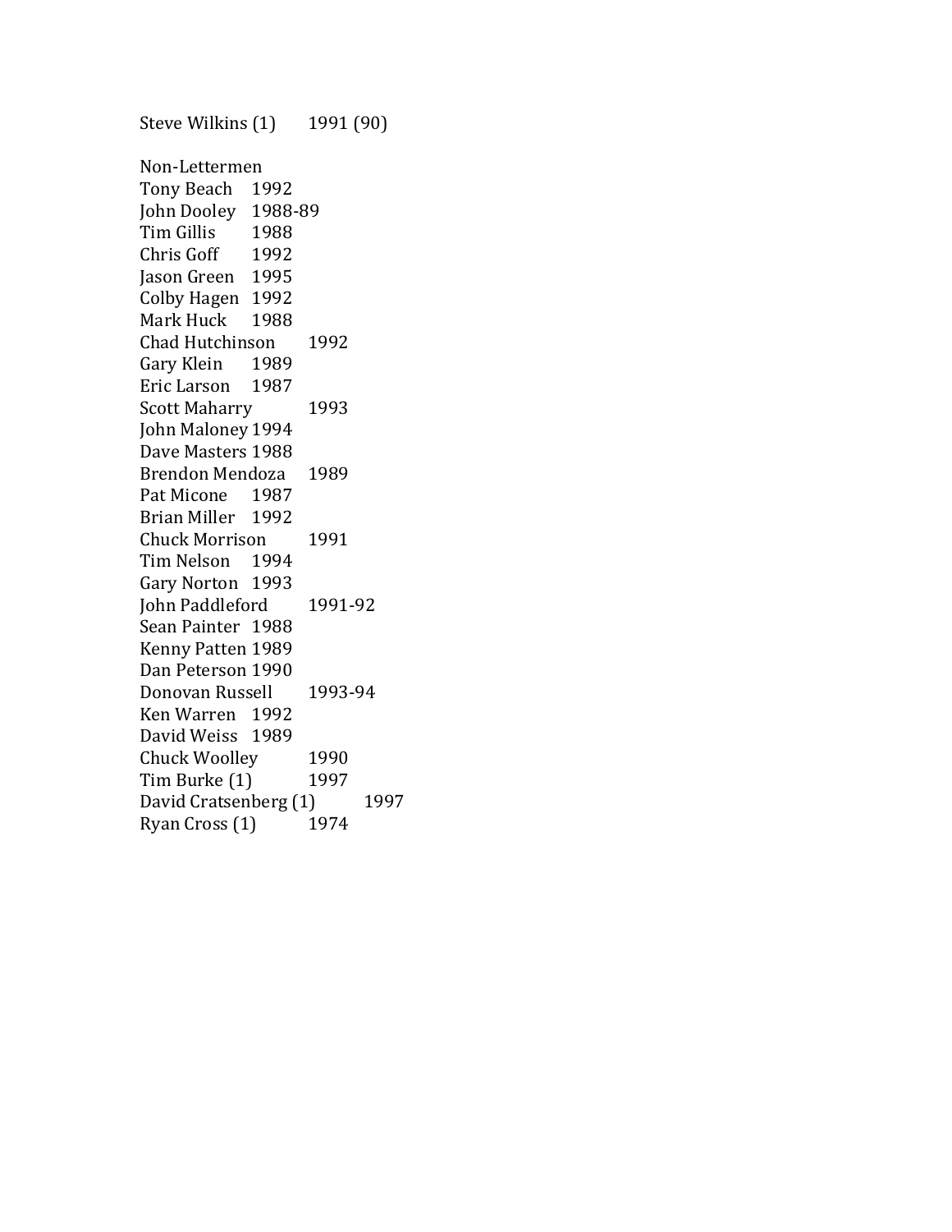Steve Wilkins (1) 1991 (90)

Non-Lettermen

Tony Beach 1992
John Dooley 1988-89
Tim Gillis 1988
Chris Goff 1992
Jason Green 1995
Colby Hagen 1992
Mark Huck 1988
Chad Hutchinson 1992
Gary Klein 1989
Eric Larson 1987
Scott Maharry 1993
John Maloney 1994
Dave Masters 1988
Brendon Mendoza 1989
Pat Micone 1987
Brian Miller 1992
Chuck Morrison 1991
Tim Nelson 1994
Gary Norton 1993
John Paddleford 1991-92
Sean Painter 1988
Kenny Patten 1989
Dan Peterson 1990
Donovan Russell 1993-94
Ken Warren 1992
David Weiss 1989
Chuck Woolley 1990
Tim Burke (1) 1997
David Cratsenberg (1) 1997
Ryan Cross (1) 1974